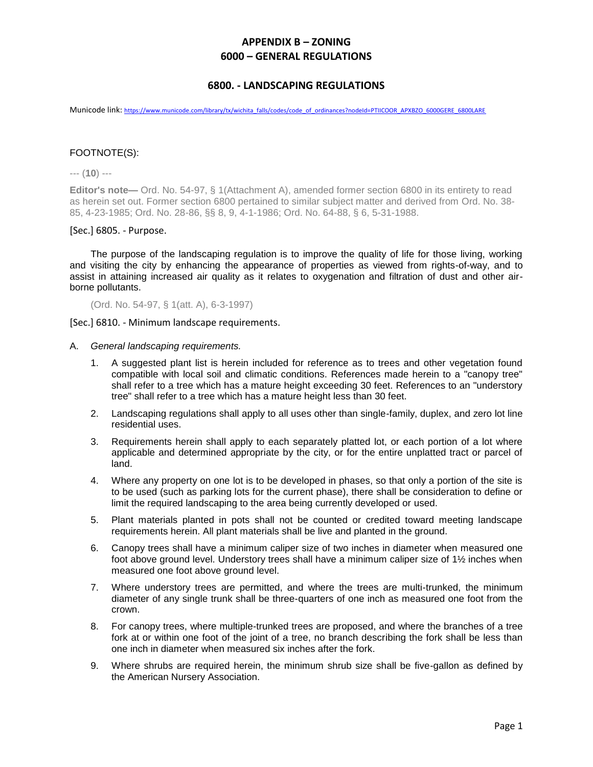# APPENDIX B – ZONING
# 6000 – GENERAL REGULATIONS

## 6800. - LANDSCAPING REGULATIONS

Municode link: https://www.municode.com/library/tx/wichita_falls/codes/code_of_ordinances?nodeId=PTIICOOR_APXBZO_6000GERE_6800LARE

FOOTNOTE(S):

--- (**10**) ---

**Editor's note—** Ord. No. 54-97, § 1(Attachment A), amended former section 6800 in its entirety to read as herein set out. Former section 6800 pertained to similar subject matter and derived from Ord. No. 38-85, 4-23-1985; Ord. No. 28-86, §§ 8, 9, 4-1-1986; Ord. No. 64-88, § 6, 5-31-1988.

### [Sec.] 6805. - Purpose.

The purpose of the landscaping regulation is to improve the quality of life for those living, working and visiting the city by enhancing the appearance of properties as viewed from rights-of-way, and to assist in attaining increased air quality as it relates to oxygenation and filtration of dust and other air-borne pollutants.

(Ord. No. 54-97, § 1(att. A), 6-3-1997)

### [Sec.] 6810. - Minimum landscape requirements.

A. *General landscaping requirements.*

1. A suggested plant list is herein included for reference as to trees and other vegetation found compatible with local soil and climatic conditions. References made herein to a "canopy tree" shall refer to a tree which has a mature height exceeding 30 feet. References to an "understory tree" shall refer to a tree which has a mature height less than 30 feet.
2. Landscaping regulations shall apply to all uses other than single-family, duplex, and zero lot line residential uses.
3. Requirements herein shall apply to each separately platted lot, or each portion of a lot where applicable and determined appropriate by the city, or for the entire unplatted tract or parcel of land.
4. Where any property on one lot is to be developed in phases, so that only a portion of the site is to be used (such as parking lots for the current phase), there shall be consideration to define or limit the required landscaping to the area being currently developed or used.
5. Plant materials planted in pots shall not be counted or credited toward meeting landscape requirements herein. All plant materials shall be live and planted in the ground.
6. Canopy trees shall have a minimum caliper size of two inches in diameter when measured one foot above ground level. Understory trees shall have a minimum caliper size of 1½ inches when measured one foot above ground level.
7. Where understory trees are permitted, and where the trees are multi-trunked, the minimum diameter of any single trunk shall be three-quarters of one inch as measured one foot from the crown.
8. For canopy trees, where multiple-trunked trees are proposed, and where the branches of a tree fork at or within one foot of the joint of a tree, no branch describing the fork shall be less than one inch in diameter when measured six inches after the fork.
9. Where shrubs are required herein, the minimum shrub size shall be five-gallon as defined by the American Nursery Association.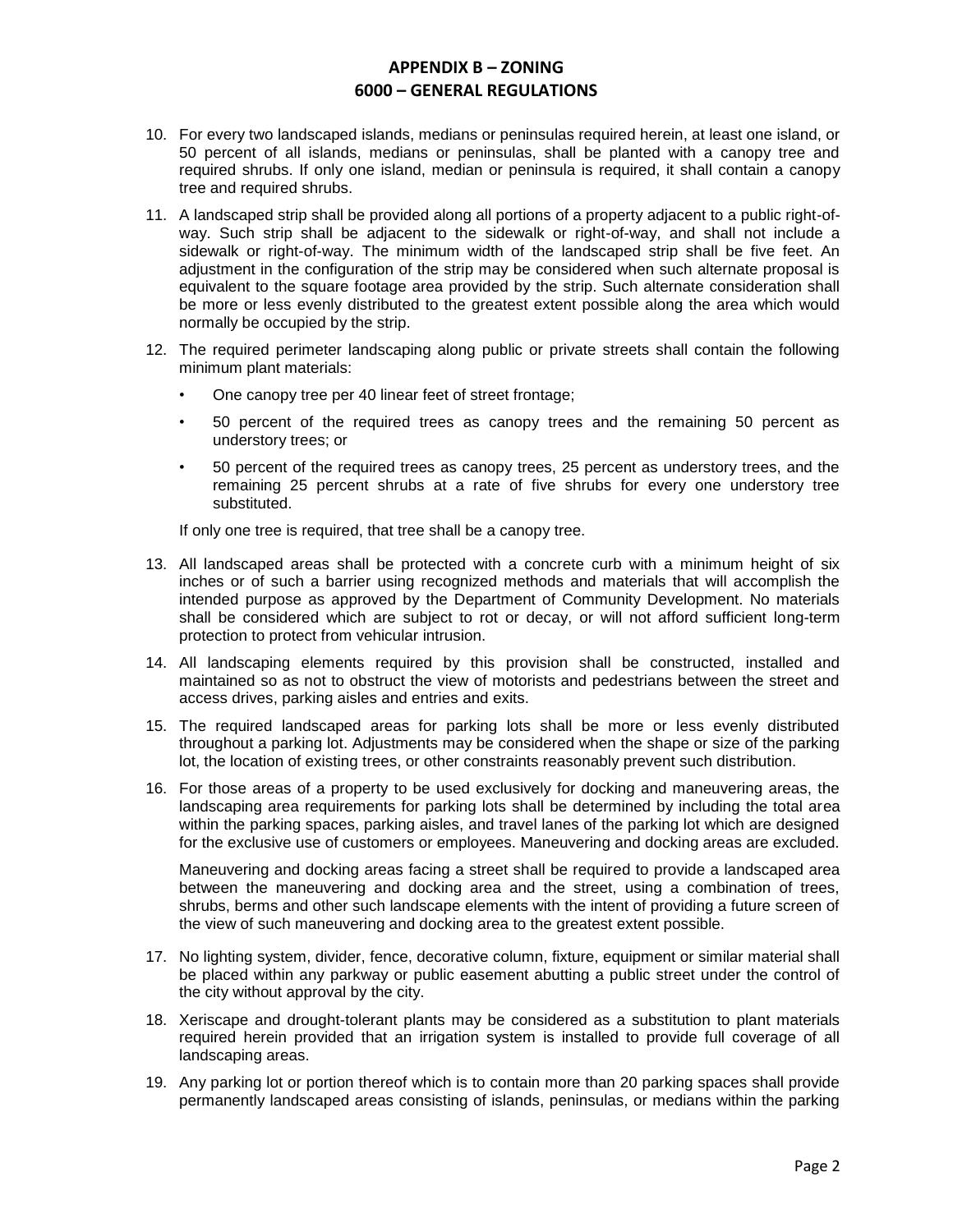10. For every two landscaped islands, medians or peninsulas required herein, at least one island, or 50 percent of all islands, medians or peninsulas, shall be planted with a canopy tree and required shrubs. If only one island, median or peninsula is required, it shall contain a canopy tree and required shrubs.

11. A landscaped strip shall be provided along all portions of a property adjacent to a public right-of-way. Such strip shall be adjacent to the sidewalk or right-of-way, and shall not include a sidewalk or right-of-way. The minimum width of the landscaped strip shall be five feet. An adjustment in the configuration of the strip may be considered when such alternate proposal is equivalent to the square footage area provided by the strip. Such alternate consideration shall be more or less evenly distributed to the greatest extent possible along the area which would normally be occupied by the strip.

12. The required perimeter landscaping along public or private streets shall contain the following minimum plant materials:

    - One canopy tree per 40 linear feet of street frontage;
    - 50 percent of the required trees as canopy trees and the remaining 50 percent as understory trees; or
    - 50 percent of the required trees as canopy trees, 25 percent as understory trees, and the remaining 25 percent shrubs at a rate of five shrubs for every one understory tree substituted.

    If only one tree is required, that tree shall be a canopy tree.

13. All landscaped areas shall be protected with a concrete curb with a minimum height of six inches or of such a barrier using recognized methods and materials that will accomplish the intended purpose as approved by the Department of Community Development. No materials shall be considered which are subject to rot or decay, or will not afford sufficient long-term protection to protect from vehicular intrusion.

14. All landscaping elements required by this provision shall be constructed, installed and maintained so as not to obstruct the view of motorists and pedestrians between the street and access drives, parking aisles and entries and exits.

15. The required landscaped areas for parking lots shall be more or less evenly distributed throughout a parking lot. Adjustments may be considered when the shape or size of the parking lot, the location of existing trees, or other constraints reasonably prevent such distribution.

16. For those areas of a property to be used exclusively for docking and maneuvering areas, the landscaping area requirements for parking lots shall be determined by including the total area within the parking spaces, parking aisles, and travel lanes of the parking lot which are designed for the exclusive use of customers or employees. Maneuvering and docking areas are excluded.

    Maneuvering and docking areas facing a street shall be required to provide a landscaped area between the maneuvering and docking area and the street, using a combination of trees, shrubs, berms and other such landscape elements with the intent of providing a future screen of the view of such maneuvering and docking area to the greatest extent possible.

17. No lighting system, divider, fence, decorative column, fixture, equipment or similar material shall be placed within any parkway or public easement abutting a public street under the control of the city without approval by the city.

18. Xeriscape and drought-tolerant plants may be considered as a substitution to plant materials required herein provided that an irrigation system is installed to provide full coverage of all landscaping areas.

19. Any parking lot or portion thereof which is to contain more than 20 parking spaces shall provide permanently landscaped areas consisting of islands, peninsulas, or medians within the parking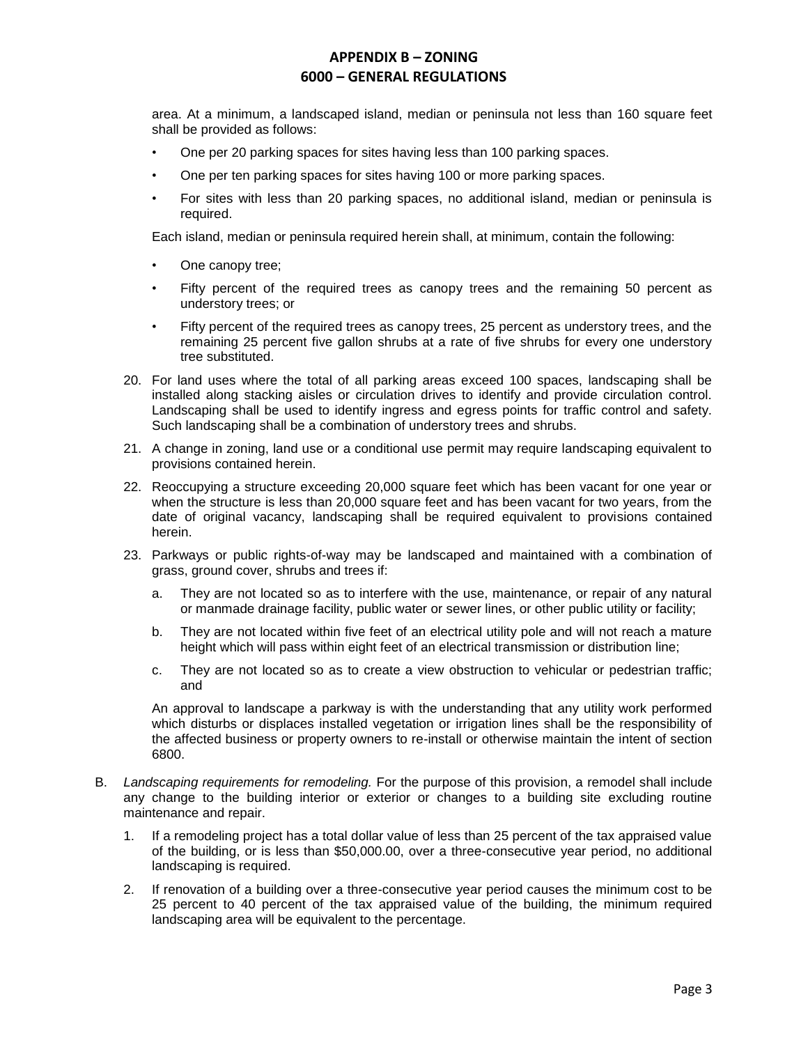area. At a minimum, a landscaped island, median or peninsula not less than 160 square feet shall be provided as follows:

- One per 20 parking spaces for sites having less than 100 parking spaces.
- One per ten parking spaces for sites having 100 or more parking spaces.
- For sites with less than 20 parking spaces, no additional island, median or peninsula is required.

Each island, median or peninsula required herein shall, at minimum, contain the following:

- One canopy tree;
- Fifty percent of the required trees as canopy trees and the remaining 50 percent as understory trees; or
- Fifty percent of the required trees as canopy trees, 25 percent as understory trees, and the remaining 25 percent five gallon shrubs at a rate of five shrubs for every one understory tree substituted.

20. For land uses where the total of all parking areas exceed 100 spaces, landscaping shall be installed along stacking aisles or circulation drives to identify and provide circulation control. Landscaping shall be used to identify ingress and egress points for traffic control and safety. Such landscaping shall be a combination of understory trees and shrubs.

21. A change in zoning, land use or a conditional use permit may require landscaping equivalent to provisions contained herein.

22. Reoccupying a structure exceeding 20,000 square feet which has been vacant for one year or when the structure is less than 20,000 square feet and has been vacant for two years, from the date of original vacancy, landscaping shall be required equivalent to provisions contained herein.

23. Parkways or public rights-of-way may be landscaped and maintained with a combination of grass, ground cover, shrubs and trees if:

    a. They are not located so as to interfere with the use, maintenance, or repair of any natural or manmade drainage facility, public water or sewer lines, or other public utility or facility;

    b. They are not located within five feet of an electrical utility pole and will not reach a mature height which will pass within eight feet of an electrical transmission or distribution line;

    c. They are not located so as to create a view obstruction to vehicular or pedestrian traffic; and

    An approval to landscape a parkway is with the understanding that any utility work performed which disturbs or displaces installed vegetation or irrigation lines shall be the responsibility of the affected business or property owners to re-install or otherwise maintain the intent of section 6800.

B. *Landscaping requirements for remodeling.* For the purpose of this provision, a remodel shall include any change to the building interior or exterior or changes to a building site excluding routine maintenance and repair.

    1. If a remodeling project has a total dollar value of less than 25 percent of the tax appraised value of the building, or is less than $50,000.00, over a three-consecutive year period, no additional landscaping is required.

    2. If renovation of a building over a three-consecutive year period causes the minimum cost to be 25 percent to 40 percent of the tax appraised value of the building, the minimum required landscaping area will be equivalent to the percentage.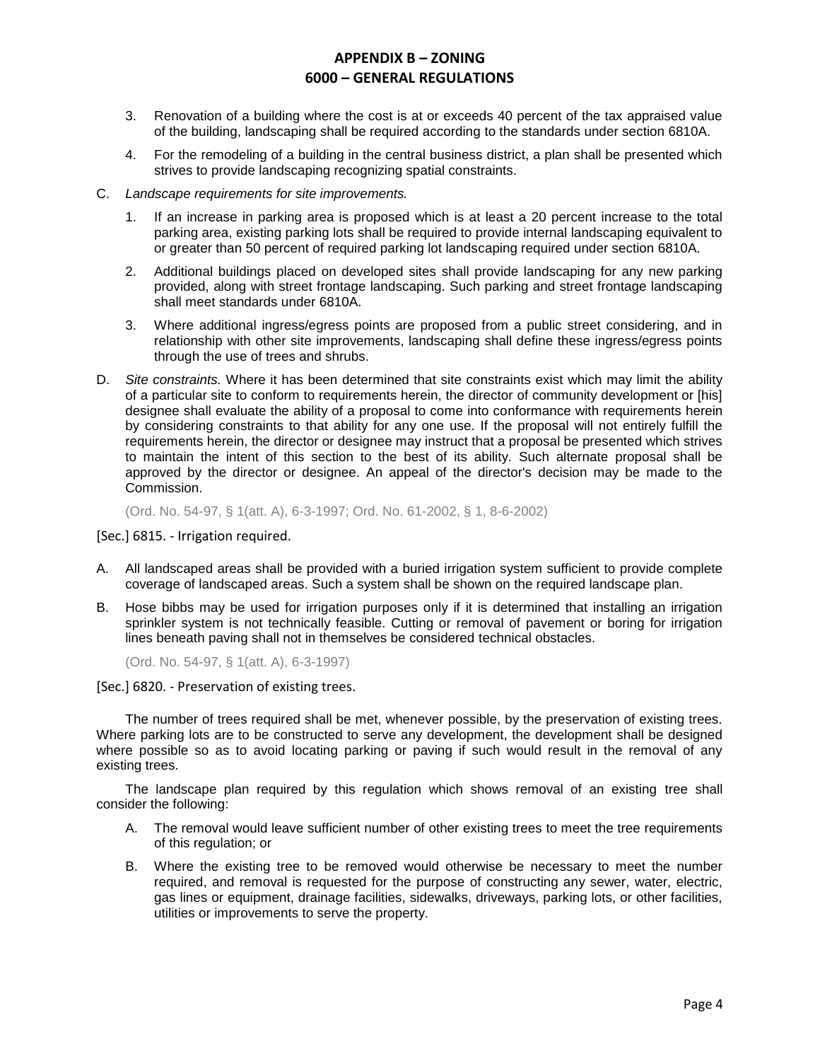3. Renovation of a building where the cost is at or exceeds 40 percent of the tax appraised value of the building, landscaping shall be required according to the standards under section 6810A.

4. For the remodeling of a building in the central business district, a plan shall be presented which strives to provide landscaping recognizing spatial constraints.

C. *Landscape requirements for site improvements.*

1. If an increase in parking area is proposed which is at least a 20 percent increase to the total parking area, existing parking lots shall be required to provide internal landscaping equivalent to or greater than 50 percent of required parking lot landscaping required under section 6810A.

2. Additional buildings placed on developed sites shall provide landscaping for any new parking provided, along with street frontage landscaping. Such parking and street frontage landscaping shall meet standards under 6810A.

3. Where additional ingress/egress points are proposed from a public street considering, and in relationship with other site improvements, landscaping shall define these ingress/egress points through the use of trees and shrubs.

D. *Site constraints.* Where it has been determined that site constraints exist which may limit the ability of a particular site to conform to requirements herein, the director of community development or [his] designee shall evaluate the ability of a proposal to come into conformance with requirements herein by considering constraints to that ability for any one use. If the proposal will not entirely fulfill the requirements herein, the director or designee may instruct that a proposal be presented which strives to maintain the intent of this section to the best of its ability. Such alternate proposal shall be approved by the director or designee. An appeal of the director's decision may be made to the Commission.

(Ord. No. 54-97, § 1(att. A), 6-3-1997; Ord. No. 61-2002, § 1, 8-6-2002)

### [Sec.] 6815. - Irrigation required.

A. All landscaped areas shall be provided with a buried irrigation system sufficient to provide complete coverage of landscaped areas. Such a system shall be shown on the required landscape plan.

B. Hose bibbs may be used for irrigation purposes only if it is determined that installing an irrigation sprinkler system is not technically feasible. Cutting or removal of pavement or boring for irrigation lines beneath paving shall not in themselves be considered technical obstacles.

(Ord. No. 54-97, § 1(att. A), 6-3-1997)

### [Sec.] 6820. - Preservation of existing trees.

The number of trees required shall be met, whenever possible, by the preservation of existing trees. Where parking lots are to be constructed to serve any development, the development shall be designed where possible so as to avoid locating parking or paving if such would result in the removal of any existing trees.

The landscape plan required by this regulation which shows removal of an existing tree shall consider the following:

A. The removal would leave sufficient number of other existing trees to meet the tree requirements of this regulation; or

B. Where the existing tree to be removed would otherwise be necessary to meet the number required, and removal is requested for the purpose of constructing any sewer, water, electric, gas lines or equipment, drainage facilities, sidewalks, driveways, parking lots, or other facilities, utilities or improvements to serve the property.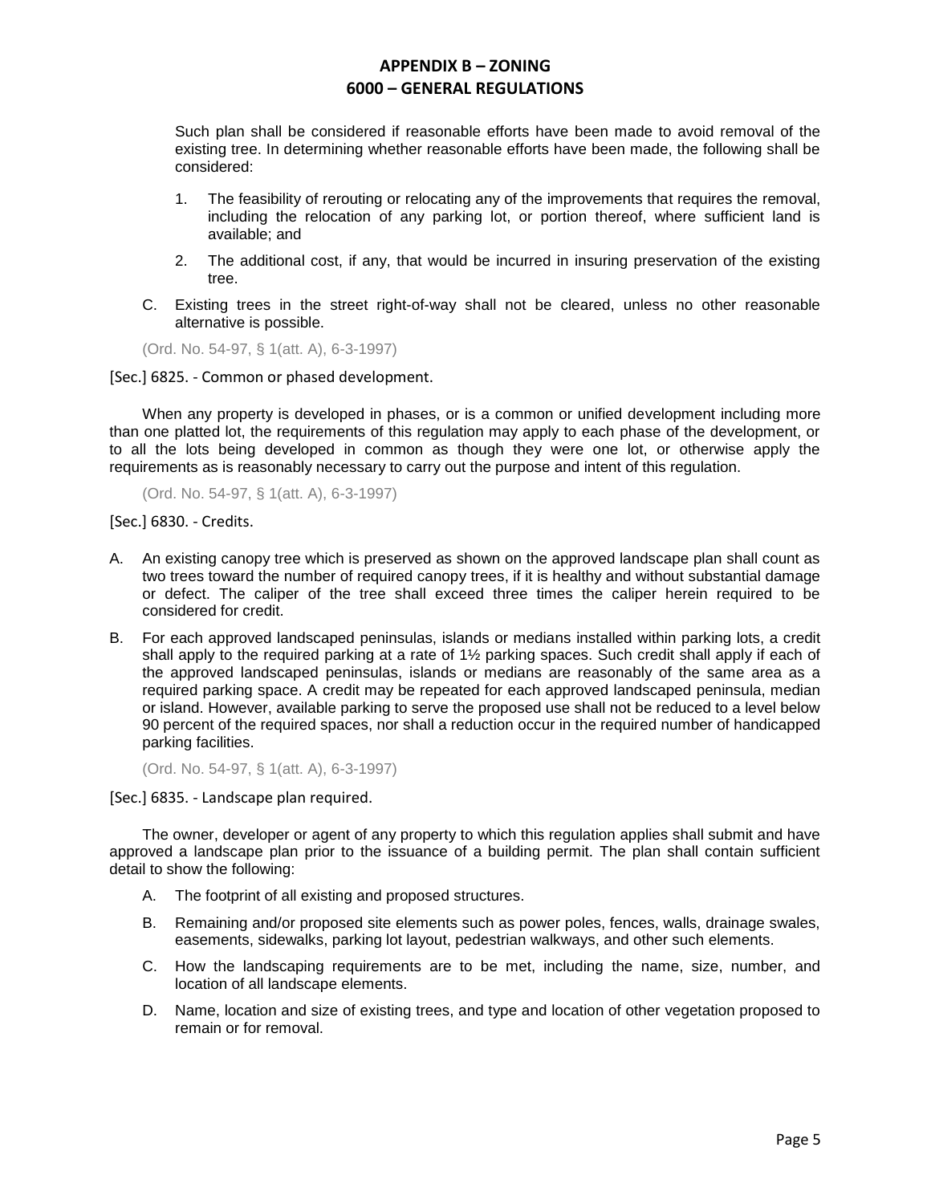Such plan shall be considered if reasonable efforts have been made to avoid removal of the existing tree. In determining whether reasonable efforts have been made, the following shall be considered:

1. The feasibility of rerouting or relocating any of the improvements that requires the removal, including the relocation of any parking lot, or portion thereof, where sufficient land is available; and
2. The additional cost, if any, that would be incurred in insuring preservation of the existing tree.

C. Existing trees in the street right-of-way shall not be cleared, unless no other reasonable alternative is possible.

(Ord. No. 54-97, § 1(att. A), 6-3-1997)

[Sec.] 6825. - Common or phased development.

When any property is developed in phases, or is a common or unified development including more than one platted lot, the requirements of this regulation may apply to each phase of the development, or to all the lots being developed in common as though they were one lot, or otherwise apply the requirements as is reasonably necessary to carry out the purpose and intent of this regulation.

(Ord. No. 54-97, § 1(att. A), 6-3-1997)

[Sec.] 6830. - Credits.

A. An existing canopy tree which is preserved as shown on the approved landscape plan shall count as two trees toward the number of required canopy trees, if it is healthy and without substantial damage or defect. The caliper of the tree shall exceed three times the caliper herein required to be considered for credit.

B. For each approved landscaped peninsulas, islands or medians installed within parking lots, a credit shall apply to the required parking at a rate of 1½ parking spaces. Such credit shall apply if each of the approved landscaped peninsulas, islands or medians are reasonably of the same area as a required parking space. A credit may be repeated for each approved landscaped peninsula, median or island. However, available parking to serve the proposed use shall not be reduced to a level below 90 percent of the required spaces, nor shall a reduction occur in the required number of handicapped parking facilities.

(Ord. No. 54-97, § 1(att. A), 6-3-1997)

[Sec.] 6835. - Landscape plan required.

The owner, developer or agent of any property to which this regulation applies shall submit and have approved a landscape plan prior to the issuance of a building permit. The plan shall contain sufficient detail to show the following:

A. The footprint of all existing and proposed structures.

B. Remaining and/or proposed site elements such as power poles, fences, walls, drainage swales, easements, sidewalks, parking lot layout, pedestrian walkways, and other such elements.

C. How the landscaping requirements are to be met, including the name, size, number, and location of all landscape elements.

D. Name, location and size of existing trees, and type and location of other vegetation proposed to remain or for removal.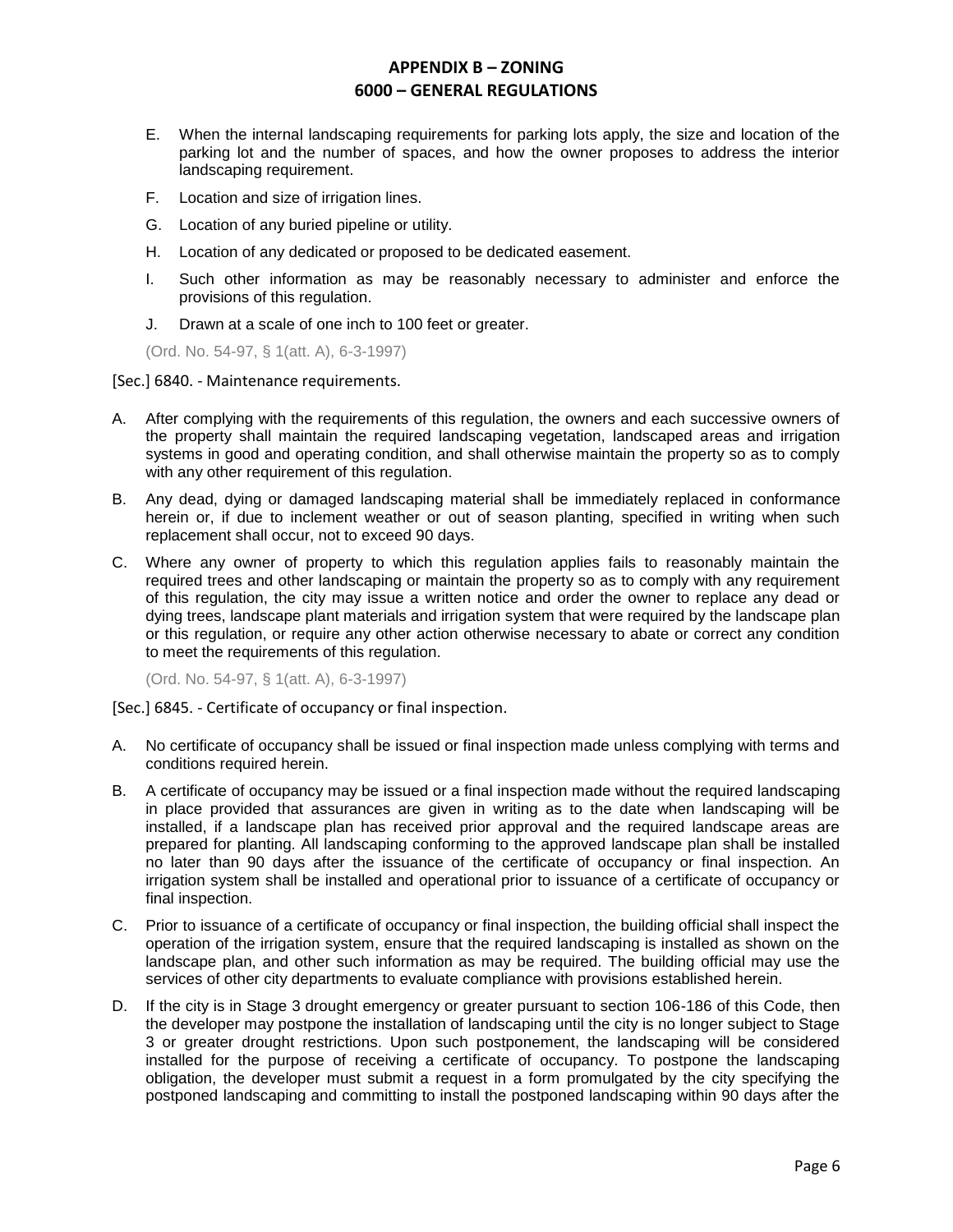E. When the internal landscaping requirements for parking lots apply, the size and location of the parking lot and the number of spaces, and how the owner proposes to address the interior landscaping requirement.

F. Location and size of irrigation lines.

G. Location of any buried pipeline or utility.

H. Location of any dedicated or proposed to be dedicated easement.

I. Such other information as may be reasonably necessary to administer and enforce the provisions of this regulation.

J. Drawn at a scale of one inch to 100 feet or greater.

(Ord. No. 54-97, § 1(att. A), 6-3-1997)

[Sec.] 6840. - Maintenance requirements.

A. After complying with the requirements of this regulation, the owners and each successive owners of the property shall maintain the required landscaping vegetation, landscaped areas and irrigation systems in good and operating condition, and shall otherwise maintain the property so as to comply with any other requirement of this regulation.

B. Any dead, dying or damaged landscaping material shall be immediately replaced in conformance herein or, if due to inclement weather or out of season planting, specified in writing when such replacement shall occur, not to exceed 90 days.

C. Where any owner of property to which this regulation applies fails to reasonably maintain the required trees and other landscaping or maintain the property so as to comply with any requirement of this regulation, the city may issue a written notice and order the owner to replace any dead or dying trees, landscape plant materials and irrigation system that were required by the landscape plan or this regulation, or require any other action otherwise necessary to abate or correct any condition to meet the requirements of this regulation.

(Ord. No. 54-97, § 1(att. A), 6-3-1997)

[Sec.] 6845. - Certificate of occupancy or final inspection.

A. No certificate of occupancy shall be issued or final inspection made unless complying with terms and conditions required herein.

B. A certificate of occupancy may be issued or a final inspection made without the required landscaping in place provided that assurances are given in writing as to the date when landscaping will be installed, if a landscape plan has received prior approval and the required landscape areas are prepared for planting. All landscaping conforming to the approved landscape plan shall be installed no later than 90 days after the issuance of the certificate of occupancy or final inspection. An irrigation system shall be installed and operational prior to issuance of a certificate of occupancy or final inspection.

C. Prior to issuance of a certificate of occupancy or final inspection, the building official shall inspect the operation of the irrigation system, ensure that the required landscaping is installed as shown on the landscape plan, and other such information as may be required. The building official may use the services of other city departments to evaluate compliance with provisions established herein.

D. If the city is in Stage 3 drought emergency or greater pursuant to section 106-186 of this Code, then the developer may postpone the installation of landscaping until the city is no longer subject to Stage 3 or greater drought restrictions. Upon such postponement, the landscaping will be considered installed for the purpose of receiving a certificate of occupancy. To postpone the landscaping obligation, the developer must submit a request in a form promulgated by the city specifying the postponed landscaping and committing to install the postponed landscaping within 90 days after the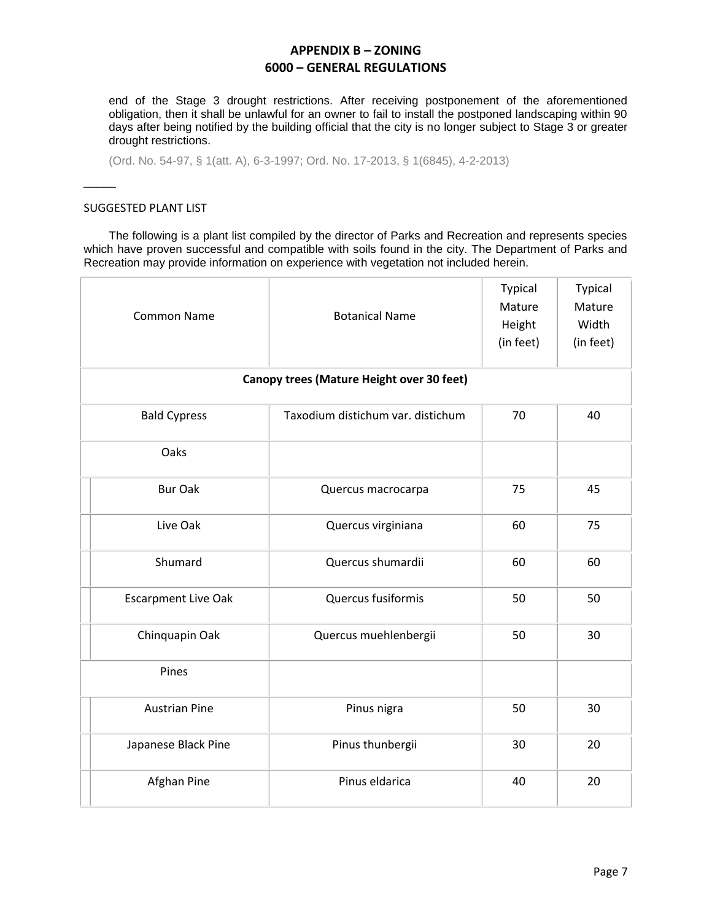end of the Stage 3 drought restrictions. After receiving postponement of the aforementioned obligation, then it shall be unlawful for an owner to fail to install the postponed landscaping within 90 days after being notified by the building official that the city is no longer subject to Stage 3 or greater drought restrictions.

(Ord. No. 54-97, § 1(att. A), 6-3-1997; Ord. No. 17-2013, § 1(6845), 4-2-2013)

_____

SUGGESTED PLANT LIST

The following is a plant list compiled by the director of Parks and Recreation and represents species which have proven successful and compatible with soils found in the city. The Department of Parks and Recreation may provide information on experience with vegetation not included herein.

| Common Name | Botanical Name | Typical Mature Height (in feet) | Typical Mature Width (in feet) |
|---|---|---|---|
| **Canopy trees (Mature Height over 30 feet)** | | | |
| Bald Cypress | Taxodium distichum var. distichum | 70 | 40 |
| Oaks | | | |
| Bur Oak | Quercus macrocarpa | 75 | 45 |
| Live Oak | Quercus virginiana | 60 | 75 |
| Shumard | Quercus shumardii | 60 | 60 |
| Escarpment Live Oak | Quercus fusiformis | 50 | 50 |
| Chinquapin Oak | Quercus muehlenbergii | 50 | 30 |
| Pines | | | |
| Austrian Pine | Pinus nigra | 50 | 30 |
| Japanese Black Pine | Pinus thunbergii | 30 | 20 |
| Afghan Pine | Pinus eldarica | 40 | 20 |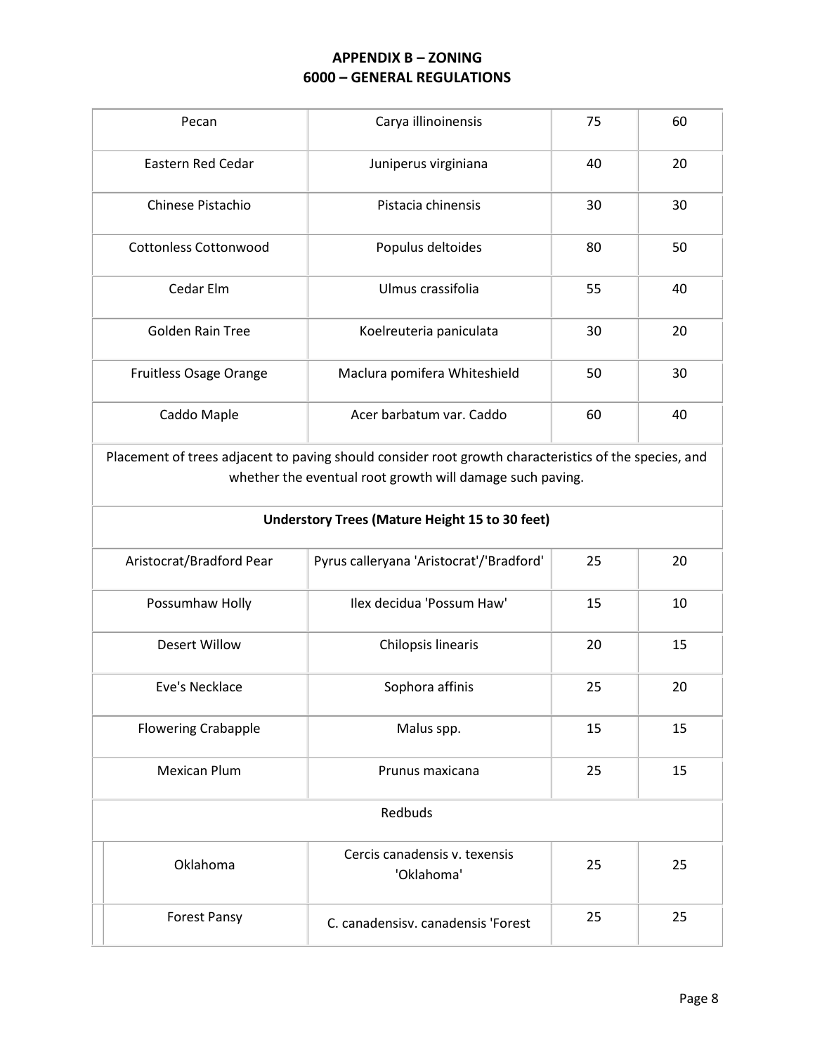| | | | |
|---|---|---|---|
| Pecan | Carya illinoinensis | 75 | 60 |
| Eastern Red Cedar | Juniperus virginiana | 40 | 20 |
| Chinese Pistachio | Pistacia chinensis | 30 | 30 |
| Cottonless Cottonwood | Populus deltoides | 80 | 50 |
| Cedar Elm | Ulmus crassifolia | 55 | 40 |
| Golden Rain Tree | Koelreuteria paniculata | 30 | 20 |
| Fruitless Osage Orange | Maclura pomifera Whiteshield | 50 | 30 |
| Caddo Maple | Acer barbatum var. Caddo | 60 | 40 |
| Placement of trees adjacent to paving should consider root growth characteristics of the species, and whether the eventual root growth will damage such paving. | | | |
| **Understory Trees (Mature Height 15 to 30 feet)** | | | |
| Aristocrat/Bradford Pear | Pyrus calleryana 'Aristocrat'/'Bradford' | 25 | 20 |
| Possumhaw Holly | Ilex decidua 'Possum Haw' | 15 | 10 |
| Desert Willow | Chilopsis linearis | 20 | 15 |
| Eve's Necklace | Sophora affinis | 25 | 20 |
| Flowering Crabapple | Malus spp. | 15 | 15 |
| Mexican Plum | Prunus maxicana | 25 | 15 |
| Redbuds | | | |
| Oklahoma | Cercis canadensis v. texensis 'Oklahoma' | 25 | 25 |
| Forest Pansy | C. canadensisv. canadensis 'Forest | 25 | 25 |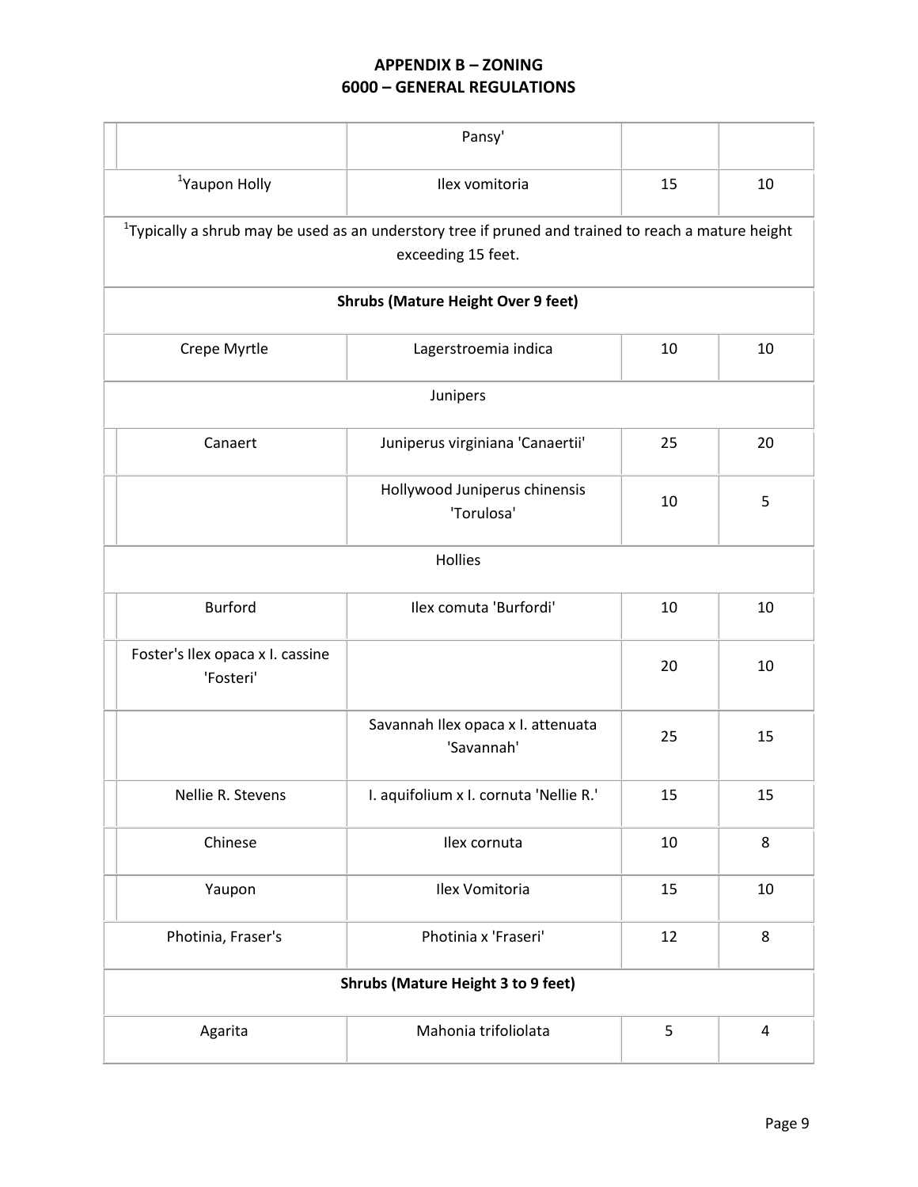| | | | |
|---|---|---|---|
| | Pansy' | | |
| [1]Yaupon Holly | Ilex vomitoria | 15 | 10 |
| [1]Typically a shrub may be used as an understory tree if pruned and trained to reach a mature height exceeding 15 feet. | | | |
| **Shrubs (Mature Height Over 9 feet)** | | | |
| Crepe Myrtle | Lagerstroemia indica | 10 | 10 |
| Junipers | | | |
| Canaert | Juniperus virginiana 'Canaertii' | 25 | 20 |
| | Hollywood Juniperus chinensis 'Torulosa' | 10 | 5 |
| Hollies | | | |
| Burford | Ilex comuta 'Burfordi' | 10 | 10 |
| Foster's Ilex opaca x I. cassine 'Fosteri' | | 20 | 10 |
| | Savannah Ilex opaca x I. attenuata 'Savannah' | 25 | 15 |
| Nellie R. Stevens | I. aquifolium x I. cornuta 'Nellie R.' | 15 | 15 |
| Chinese | Ilex cornuta | 10 | 8 |
| Yaupon | Ilex Vomitoria | 15 | 10 |
| Photinia, Fraser's | Photinia x 'Fraseri' | 12 | 8 |
| **Shrubs (Mature Height 3 to 9 feet)** | | | |
| Agarita | Mahonia trifoliolata | 5 | 4 |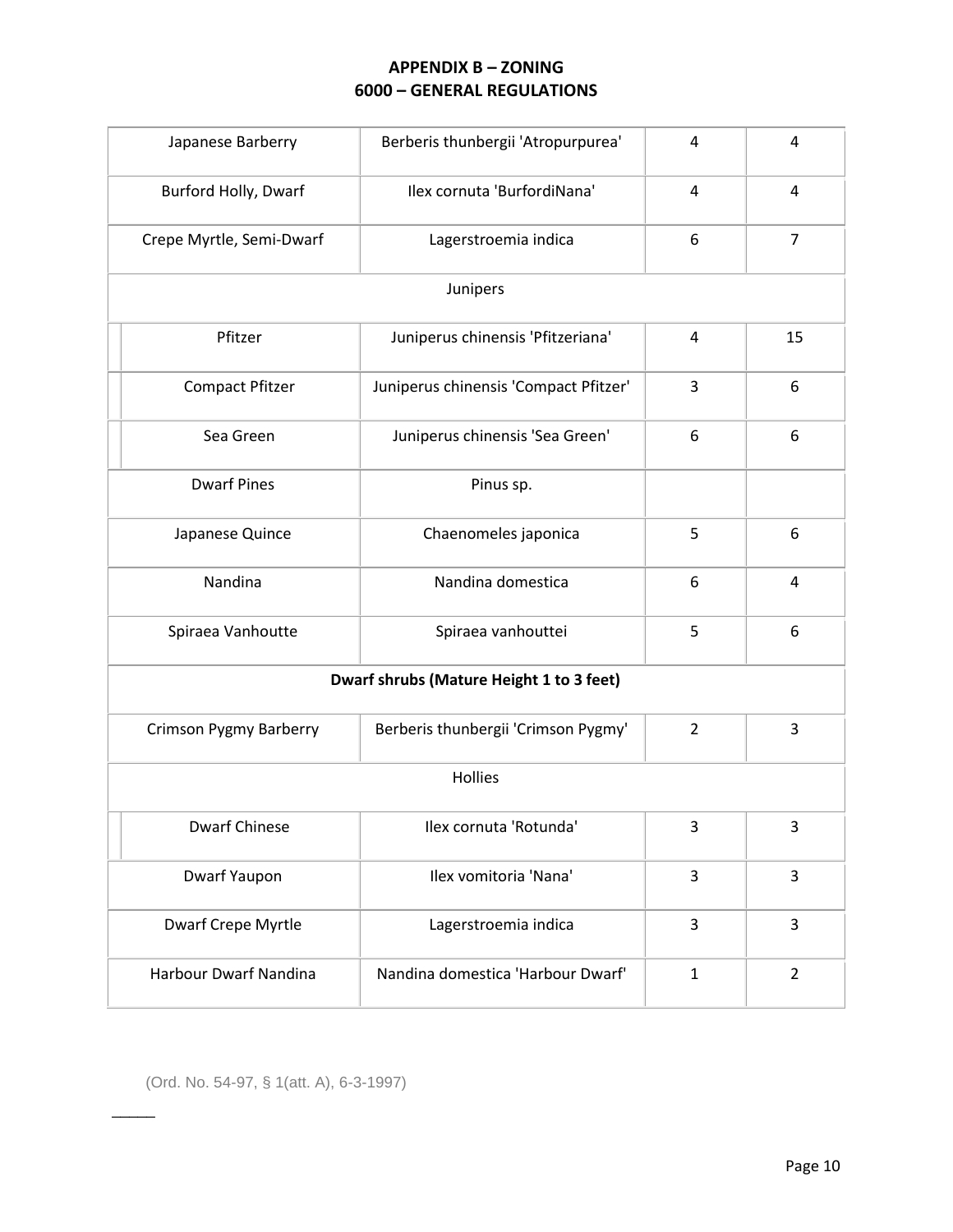| | | | |
|---|---|---|---|
| Japanese Barberry | Berberis thunbergii 'Atropurpurea' | 4 | 4 |
| Burford Holly, Dwarf | Ilex cornuta 'BurfordiNana' | 4 | 4 |
| Crepe Myrtle, Semi-Dwarf | Lagerstroemia indica | 6 | 7 |
| Junipers | | | |
| Pfitzer | Juniperus chinensis 'Pfitzeriana' | 4 | 15 |
| Compact Pfitzer | Juniperus chinensis 'Compact Pfitzer' | 3 | 6 |
| Sea Green | Juniperus chinensis 'Sea Green' | 6 | 6 |
| Dwarf Pines | Pinus sp. | | |
| Japanese Quince | Chaenomeles japonica | 5 | 6 |
| Nandina | Nandina domestica | 6 | 4 |
| Spiraea Vanhoutte | Spiraea vanhouttei | 5 | 6 |
| **Dwarf shrubs (Mature Height 1 to 3 feet)** | | | |
| Crimson Pygmy Barberry | Berberis thunbergii 'Crimson Pygmy' | 2 | 3 |
| Hollies | | | |
| Dwarf Chinese | Ilex cornuta 'Rotunda' | 3 | 3 |
| Dwarf Yaupon | Ilex vomitoria 'Nana' | 3 | 3 |
| Dwarf Crepe Myrtle | Lagerstroemia indica | 3 | 3 |
| Harbour Dwarf Nandina | Nandina domestica 'Harbour Dwarf' | 1 | 2 |

(Ord. No. 54-97, § 1(att. A), 6-3-1997)